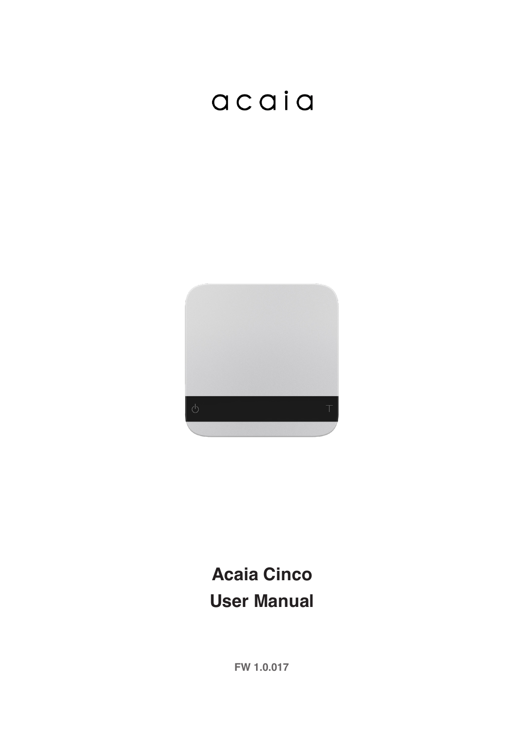acaia

# Acaia Cinco
# User Manual

**FW 1.0.017**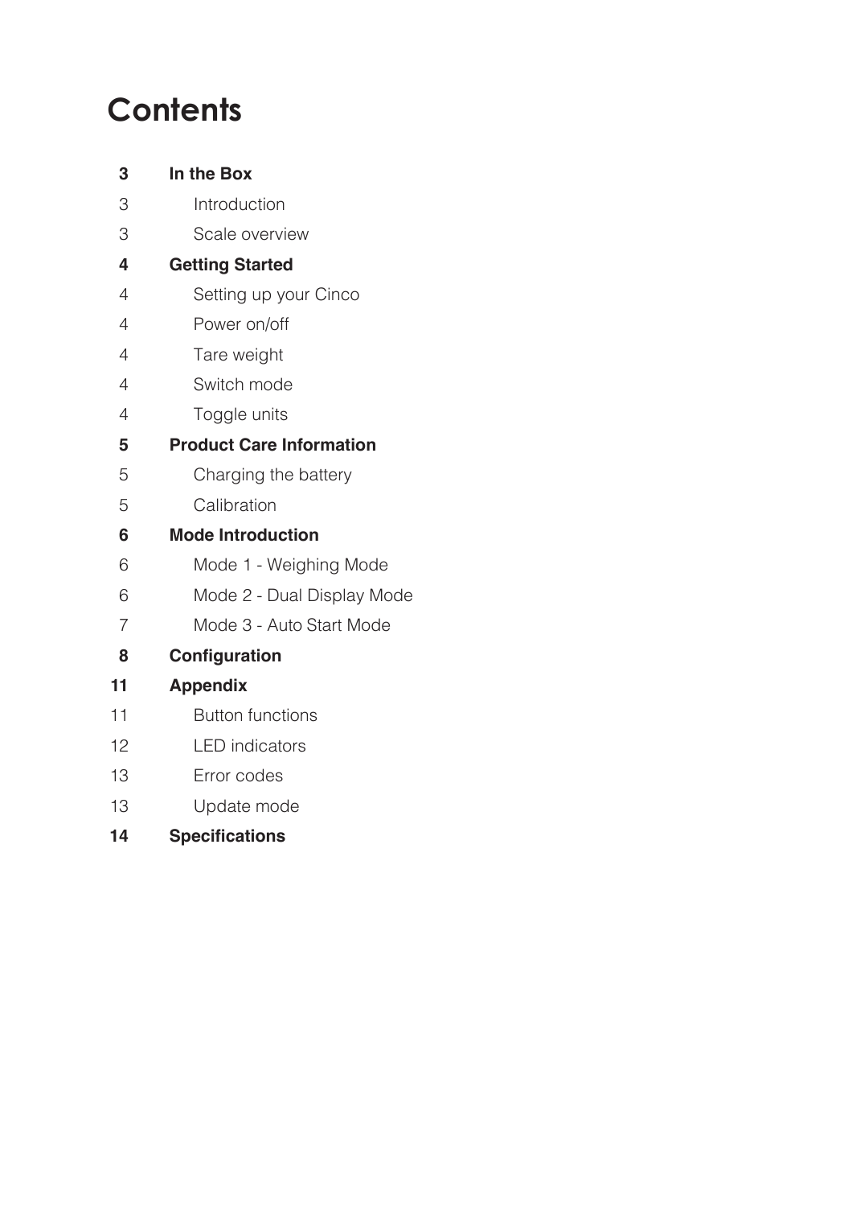# Contents

| | |
|---|---|
| **3** | **In the Box** |
| 3 | Introduction |
| 3 | Scale overview |
| **4** | **Getting Started** |
| 4 | Setting up your Cinco |
| 4 | Power on/off |
| 4 | Tare weight |
| 4 | Switch mode |
| 4 | Toggle units |
| **5** | **Product Care Information** |
| 5 | Charging the battery |
| 5 | Calibration |
| **6** | **Mode Introduction** |
| 6 | Mode 1 - Weighing Mode |
| 6 | Mode 2 - Dual Display Mode |
| 7 | Mode 3 - Auto Start Mode |
| **8** | **Configuration** |
| **11** | **Appendix** |
| 11 | Button functions |
| 12 | LED indicators |
| 13 | Error codes |
| 13 | Update mode |
| **14** | **Specifications** |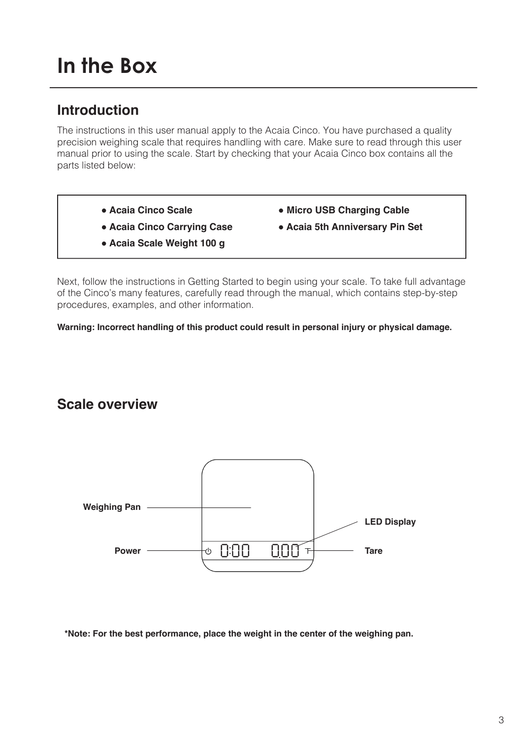# In the Box

## Introduction

The instructions in this user manual apply to the Acaia Cinco. You have purchased a quality precision weighing scale that requires handling with care. Make sure to read through this user manual prior to using the scale. Start by checking that your Acaia Cinco box contains all the parts listed below:

- **Acaia Cinco Scale**
- **Acaia Cinco Carrying Case**
- **Acaia Scale Weight 100 g**
- **Micro USB Charging Cable**
- **Acaia 5th Anniversary Pin Set**

Next, follow the instructions in Getting Started to begin using your scale. To take full advantage of the Cinco's many features, carefully read through the manual, which contains step-by-step procedures, examples, and other information.

**Warning: Incorrect handling of this product could result in personal injury or physical damage.**

## Scale overview

Weighing Pan

LED Display

Power

Tare

0:00 0.00

**\*Note: For the best performance, place the weight in the center of the weighing pan.**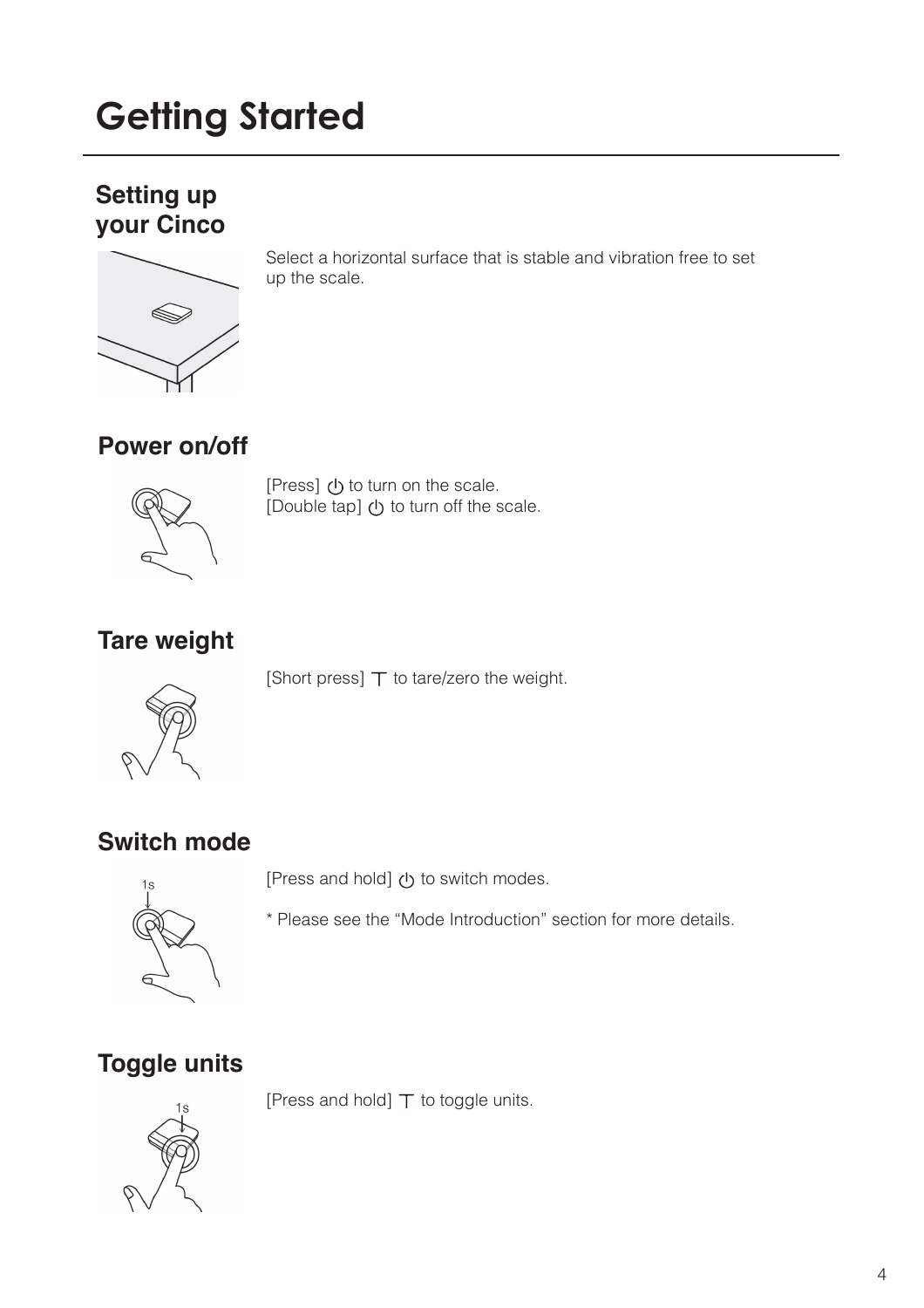# Getting Started

## Setting up your Cinco

Select a horizontal surface that is stable and vibration free to set up the scale.

## Power on/off

[Press] ⏻ to turn on the scale.
[Double tap] ⏻ to turn off the scale.

## Tare weight

[Short press] ⊤ to tare/zero the weight.

## Switch mode

[Press and hold] ⏻ to switch modes.

* Please see the "Mode Introduction" section for more details.

## Toggle units

[Press and hold] ⊤ to toggle units.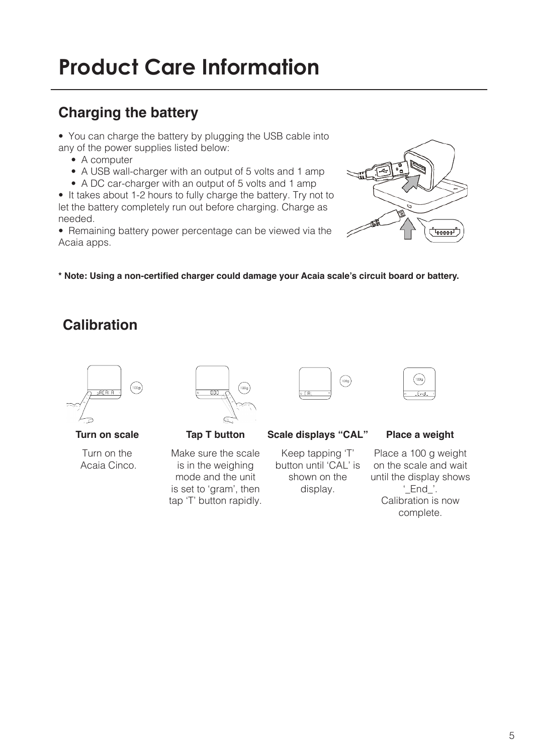# Product Care Information

## Charging the battery

- You can charge the battery by plugging the USB cable into any of the power supplies listed below:
  - A computer
  - A USB wall-charger with an output of 5 volts and 1 amp
  - A DC car-charger with an output of 5 volts and 1 amp
- It takes about 1-2 hours to fully charge the battery. Try not to let the battery completely run out before charging. Charge as needed.
- Remaining battery power percentage can be viewed via the Acaia apps.

**\* Note: Using a non-certified charger could damage your Acaia scale's circuit board or battery.**

## Calibration

**Turn on scale**

Turn on the Acaia Cinco.

**Tap T button**

Make sure the scale is in the weighing mode and the unit is set to 'gram', then tap 'T' button rapidly.

**Scale displays "CAL"**

Keep tapping 'T' button until 'CAL' is shown on the display.

**Place a weight**

Place a 100 g weight on the scale and wait until the display shows '_End_'. Calibration is now complete.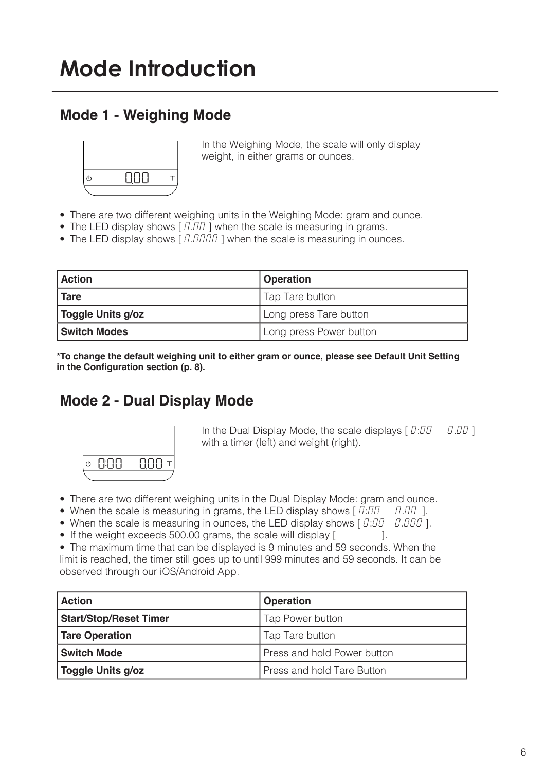# Mode Introduction

## Mode 1 - Weighing Mode

In the Weighing Mode, the scale will only display weight, in either grams or ounces.

- There are two different weighing units in the Weighing Mode: gram and ounce.
- The LED display shows [ 0.00 ] when the scale is measuring in grams.
- The LED display shows [ 0.0000 ] when the scale is measuring in ounces.

| Action | Operation |
|---|---|
| **Tare** | Tap Tare button |
| **Toggle Units g/oz** | Long press Tare button |
| **Switch Modes** | Long press Power button |

**\*To change the default weighing unit to either gram or ounce, please see Default Unit Setting in the Configuration section (p. 8).**

## Mode 2 - Dual Display Mode

In the Dual Display Mode, the scale displays [ 0:00 0.00 ] with a timer (left) and weight (right).

- There are two different weighing units in the Dual Display Mode: gram and ounce.
- When the scale is measuring in grams, the LED display shows [ 0:00 0.00 ].
- When the scale is measuring in ounces, the LED display shows [ 0:00 0.000 ].
- If the weight exceeds 500.00 grams, the scale will display [ _ _ _ _ ].
- The maximum time that can be displayed is 9 minutes and 59 seconds. When the limit is reached, the timer still goes up to until 999 minutes and 59 seconds. It can be observed through our iOS/Android App.

| Action | Operation |
|---|---|
| **Start/Stop/Reset Timer** | Tap Power button |
| **Tare Operation** | Tap Tare button |
| **Switch Mode** | Press and hold Power button |
| **Toggle Units g/oz** | Press and hold Tare Button |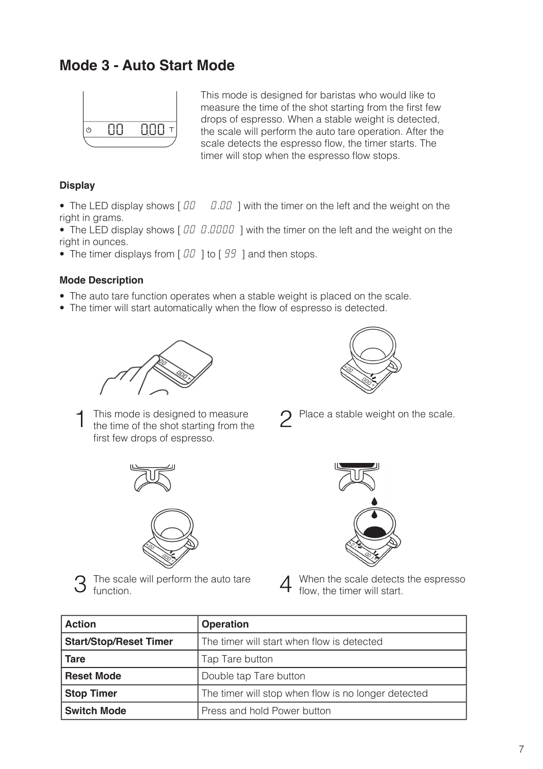## Mode 3 - Auto Start Mode

This mode is designed for baristas who would like to measure the time of the shot starting from the first few drops of espresso. When a stable weight is detected, the scale will perform the auto tare operation. After the scale detects the espresso flow, the timer starts. The timer will stop when the espresso flow stops.

### Display

- The LED display shows [ 00    0.00 ] with the timer on the left and the weight on the right in grams.
- The LED display shows [ 00 0.0000 ] with the timer on the left and the weight on the right in ounces.
- The timer displays from [ 00 ] to [ 99 ] and then stops.

### Mode Description

- The auto tare function operates when a stable weight is placed on the scale.
- The timer will start automatically when the flow of espresso is detected.

1 This mode is designed to measure the time of the shot starting from the first few drops of espresso.

2 Place a stable weight on the scale.

3 The scale will perform the auto tare function.

4 When the scale detects the espresso flow, the timer will start.

| Action | Operation |
|---|---|
| **Start/Stop/Reset Timer** | The timer will start when flow is detected |
| **Tare** | Tap Tare button |
| **Reset Mode** | Double tap Tare button |
| **Stop Timer** | The timer will stop when flow is no longer detected |
| **Switch Mode** | Press and hold Power button |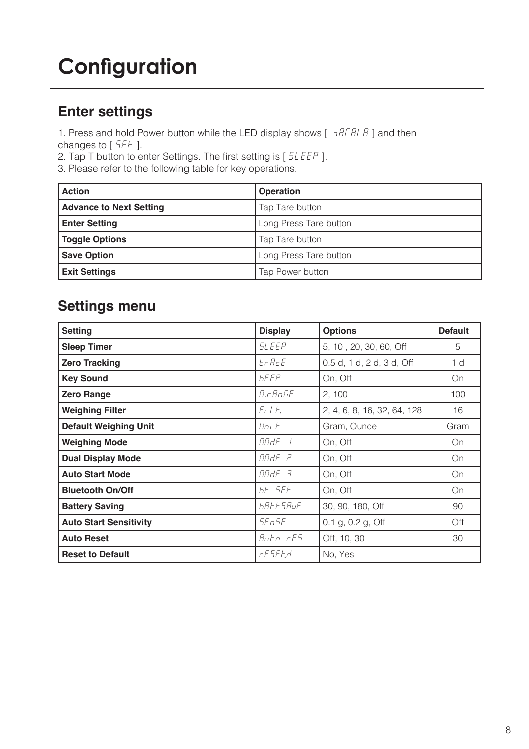# Configuration

## Enter settings

1. Press and hold Power button while the LED display shows [ ACAIA ] and then changes to [ SEt ].
2. Tap T button to enter Settings. The first setting is [ SLEEP ].
3. Please refer to the following table for key operations.

| Action | Operation |
|---|---|
| **Advance to Next Setting** | Tap Tare button |
| **Enter Setting** | Long Press Tare button |
| **Toggle Options** | Tap Tare button |
| **Save Option** | Long Press Tare button |
| **Exit Settings** | Tap Power button |

## Settings menu

| Setting | Display | Options | Default |
|---|---|---|---|
| **Sleep Timer** | SLEEP | 5, 10 , 20, 30, 60, Off | 5 |
| **Zero Tracking** | trAcE | 0.5 d, 1 d, 2 d, 3 d, Off | 1 d |
| **Key Sound** | bEEP | On, Off | On |
| **Zero Range** | 0.rAnGE | 2, 100 | 100 |
| **Weighing Filter** | FiLt. | 2, 4, 6, 8, 16, 32, 64, 128 | 16 |
| **Default Weighing Unit** | Unit | Gram, Ounce | Gram |
| **Weighing Mode** | MODE_1 | On, Off | On |
| **Dual Display Mode** | MODE_2 | On, Off | On |
| **Auto Start Mode** | MODE_3 | On, Off | On |
| **Bluetooth On/Off** | bt_SEt | On, Off | On |
| **Battery Saving** | bAttSAvE | 30, 90, 180, Off | 90 |
| **Auto Start Sensitivity** | SEnSE | 0.1 g, 0.2 g, Off | Off |
| **Auto Reset** | Auto_rES | Off, 10, 30 | 30 |
| **Reset to Default** | rESEt.d | No, Yes | |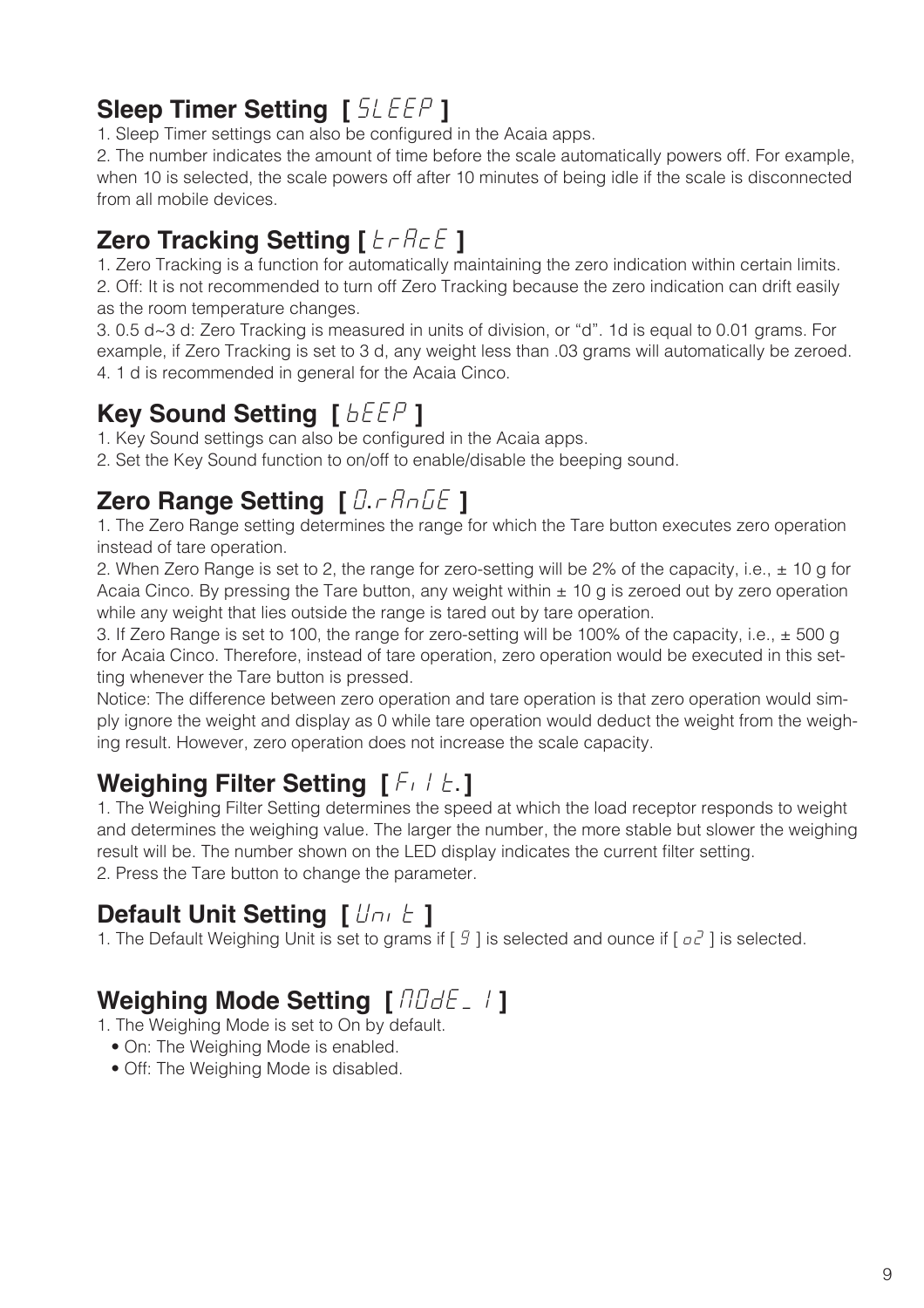## Sleep Timer Setting [ SLEEP ]

1. Sleep Timer settings can also be configured in the Acaia apps.
2. The number indicates the amount of time before the scale automatically powers off. For example, when 10 is selected, the scale powers off after 10 minutes of being idle if the scale is disconnected from all mobile devices.

## Zero Tracking Setting [ trAcE ]

1. Zero Tracking is a function for automatically maintaining the zero indication within certain limits.
2. Off: It is not recommended to turn off Zero Tracking because the zero indication can drift easily as the room temperature changes.
3. 0.5 d~3 d: Zero Tracking is measured in units of division, or "d". 1d is equal to 0.01 grams. For example, if Zero Tracking is set to 3 d, any weight less than .03 grams will automatically be zeroed.
4. 1 d is recommended in general for the Acaia Cinco.

## Key Sound Setting [ bEEP ]

1. Key Sound settings can also be configured in the Acaia apps.
2. Set the Key Sound function to on/off to enable/disable the beeping sound.

## Zero Range Setting [ 0.rAnGE ]

1. The Zero Range setting determines the range for which the Tare button executes zero operation instead of tare operation.
2. When Zero Range is set to 2, the range for zero-setting will be 2% of the capacity, i.e., ± 10 g for Acaia Cinco. By pressing the Tare button, any weight within ± 10 g is zeroed out by zero operation while any weight that lies outside the range is tared out by tare operation.
3. If Zero Range is set to 100, the range for zero-setting will be 100% of the capacity, i.e., ± 500 g for Acaia Cinco. Therefore, instead of tare operation, zero operation would be executed in this setting whenever the Tare button is pressed.

Notice: The difference between zero operation and tare operation is that zero operation would simply ignore the weight and display as 0 while tare operation would deduct the weight from the weighing result. However, zero operation does not increase the scale capacity.

## Weighing Filter Setting [ FiLt. ]

1. The Weighing Filter Setting determines the speed at which the load receptor responds to weight and determines the weighing value. The larger the number, the more stable but slower the weighing result will be. The number shown on the LED display indicates the current filter setting.
2. Press the Tare button to change the parameter.

## Default Unit Setting [ Unit ]

1. The Default Weighing Unit is set to grams if [ g ] is selected and ounce if [ oz ] is selected.

## Weighing Mode Setting [ MOdE_1 ]

1. The Weighing Mode is set to On by default.
   - On: The Weighing Mode is enabled.
   - Off: The Weighing Mode is disabled.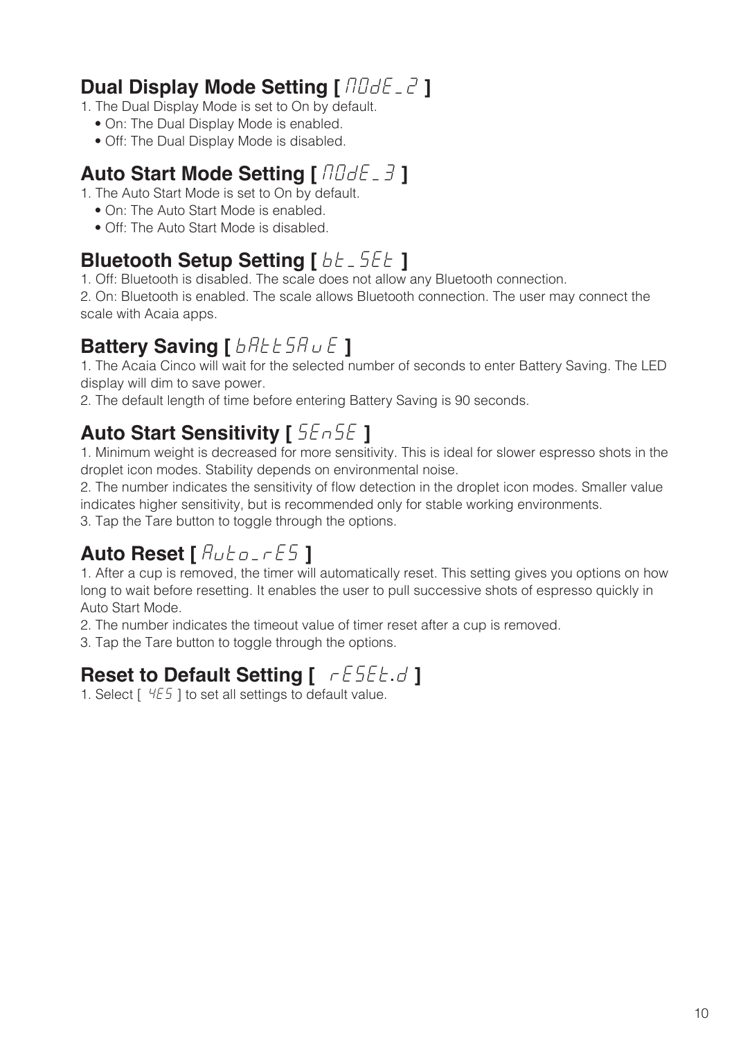## Dual Display Mode Setting [ MOdE_2 ]

1. The Dual Display Mode is set to On by default.
   - On: The Dual Display Mode is enabled.
   - Off: The Dual Display Mode is disabled.

## Auto Start Mode Setting [ MOdE_3 ]

1. The Auto Start Mode is set to On by default.
   - On: The Auto Start Mode is enabled.
   - Off: The Auto Start Mode is disabled.

## Bluetooth Setup Setting [ bt_SEt ]

1. Off: Bluetooth is disabled. The scale does not allow any Bluetooth connection.

2. On: Bluetooth is enabled. The scale allows Bluetooth connection. The user may connect the scale with Acaia apps.

## Battery Saving [ bAttSAuE ]

1. The Acaia Cinco will wait for the selected number of seconds to enter Battery Saving. The LED display will dim to save power.

2. The default length of time before entering Battery Saving is 90 seconds.

## Auto Start Sensitivity [ SEnSE ]

1. Minimum weight is decreased for more sensitivity. This is ideal for slower espresso shots in the droplet icon modes. Stability depends on environmental noise.

2. The number indicates the sensitivity of flow detection in the droplet icon modes. Smaller value indicates higher sensitivity, but is recommended only for stable working environments.

3. Tap the Tare button to toggle through the options.

## Auto Reset [ Auto_rES ]

1. After a cup is removed, the timer will automatically reset. This setting gives you options on how long to wait before resetting. It enables the user to pull successive shots of espresso quickly in Auto Start Mode.

2. The number indicates the timeout value of timer reset after a cup is removed.

3. Tap the Tare button to toggle through the options.

## Reset to Default Setting [ rESEt.d ]

1. Select [ YES ] to set all settings to default value.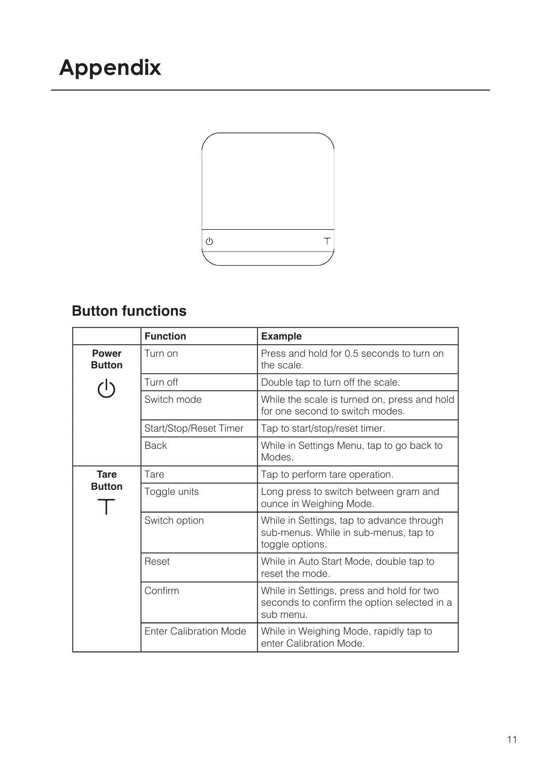# Appendix

## Button functions

| | Function | Example |
|---|---|---|
| **Power Button** ⏻ | Turn on | Press and hold for 0.5 seconds to turn on the scale. |
| | Turn off | Double tap to turn off the scale. |
| | Switch mode | While the scale is turned on, press and hold for one second to switch modes. |
| | Start/Stop/Reset Timer | Tap to start/stop/reset timer. |
| | Back | While in Settings Menu, tap to go back to Modes. |
| **Tare Button** T | Tare | Tap to perform tare operation. |
| | Toggle units | Long press to switch between gram and ounce in Weighing Mode. |
| | Switch option | While in Settings, tap to advance through sub-menus. While in sub-menus, tap to toggle options. |
| | Reset | While in Auto Start Mode, double tap to reset the mode. |
| | Confirm | While in Settings, press and hold for two seconds to confirm the option selected in a sub menu. |
| | Enter Calibration Mode | While in Weighing Mode, rapidly tap to enter Calibration Mode. |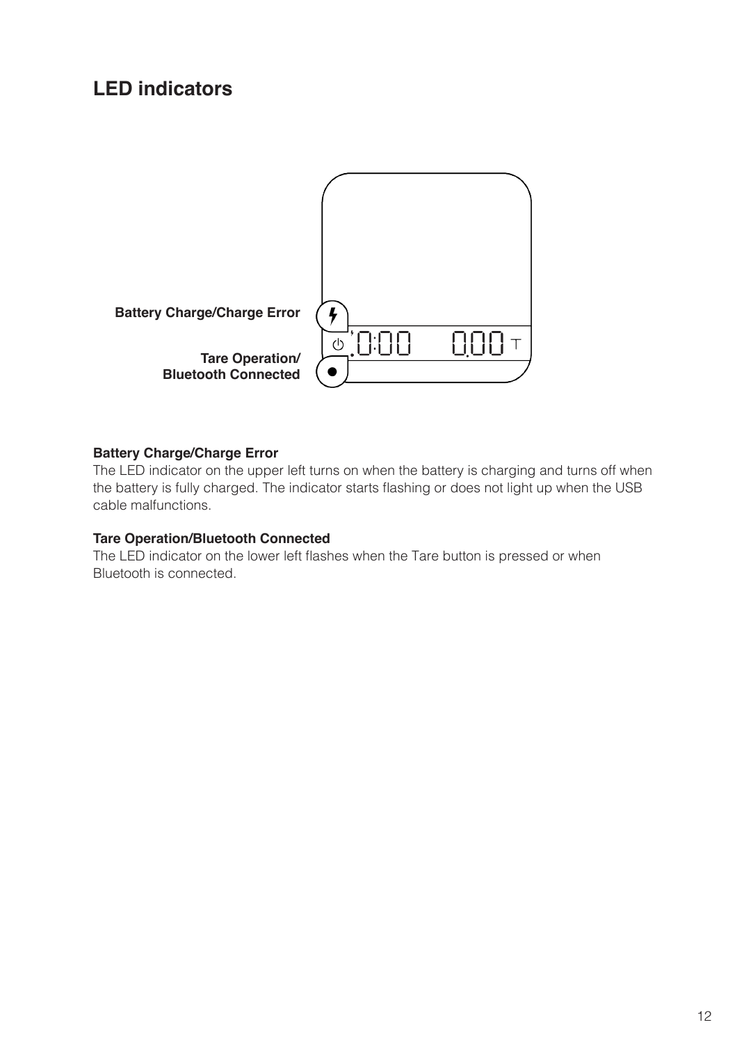## LED indicators

Battery Charge/Charge Error

Tare Operation/
Bluetooth Connected

**Battery Charge/Charge Error**

The LED indicator on the upper left turns on when the battery is charging and turns off when the battery is fully charged. The indicator starts flashing or does not light up when the USB cable malfunctions.

**Tare Operation/Bluetooth Connected**

The LED indicator on the lower left flashes when the Tare button is pressed or when Bluetooth is connected.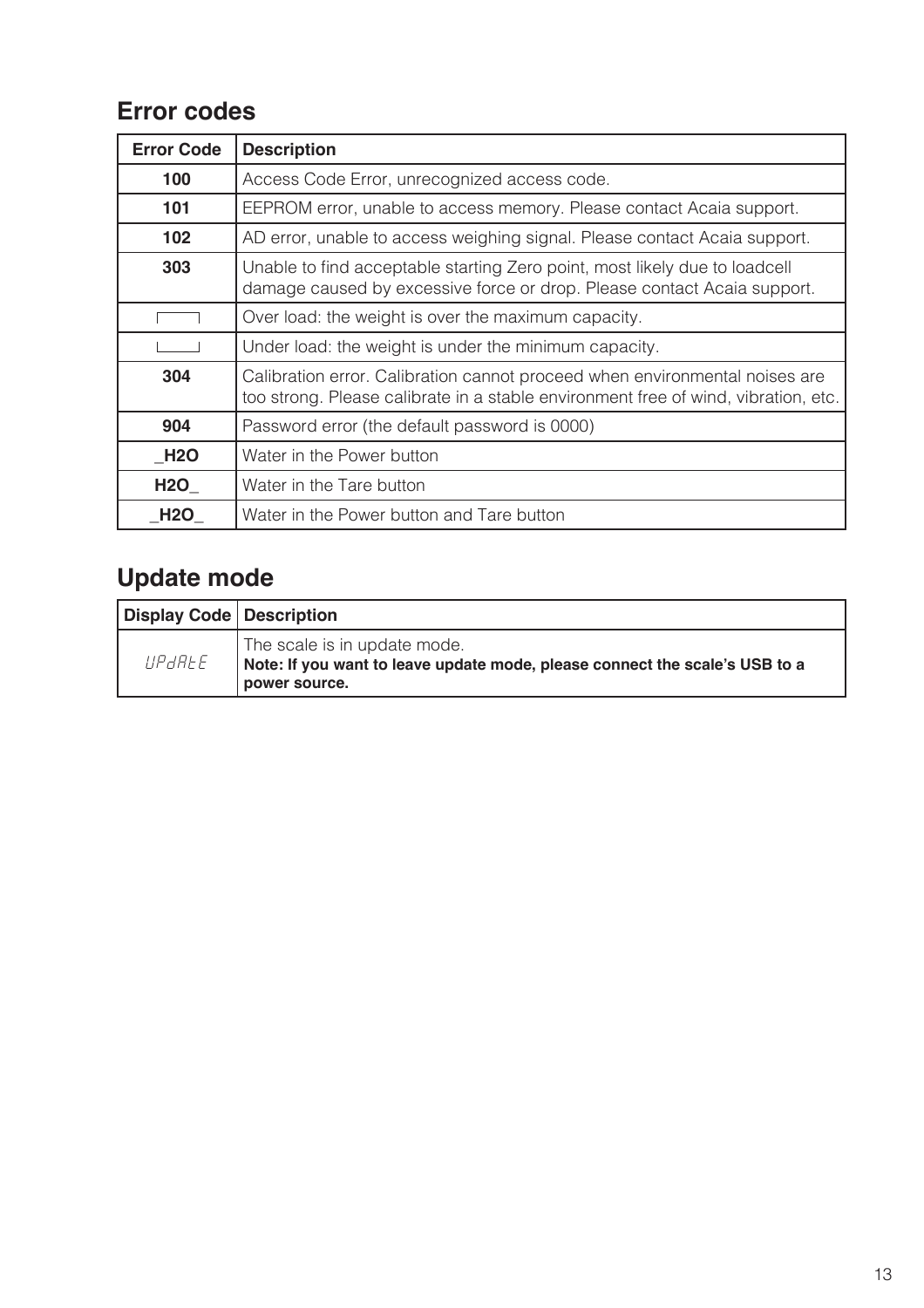## Error codes

| Error Code | Description |
|---|---|
| **100** | Access Code Error, unrecognized access code. |
| **101** | EEPROM error, unable to access memory. Please contact Acaia support. |
| **102** | AD error, unable to access weighing signal. Please contact Acaia support. |
| **303** | Unable to find acceptable starting Zero point, most likely due to loadcell damage caused by excessive force or drop. Please contact Acaia support. |
| ┌──┐ | Over load: the weight is over the maximum capacity. |
| └──┘ | Under load: the weight is under the minimum capacity. |
| **304** | Calibration error. Calibration cannot proceed when environmental noises are too strong. Please calibrate in a stable environment free of wind, vibration, etc. |
| **904** | Password error (the default password is 0000) |
| **_H2O** | Water in the Power button |
| **H2O_** | Water in the Tare button |
| **_H2O_** | Water in the Power button and Tare button |

## Update mode

| Display Code | Description |
|---|---|
| UPdAtE | The scale is in update mode.<br>**Note: If you want to leave update mode, please connect the scale's USB to a power source.** |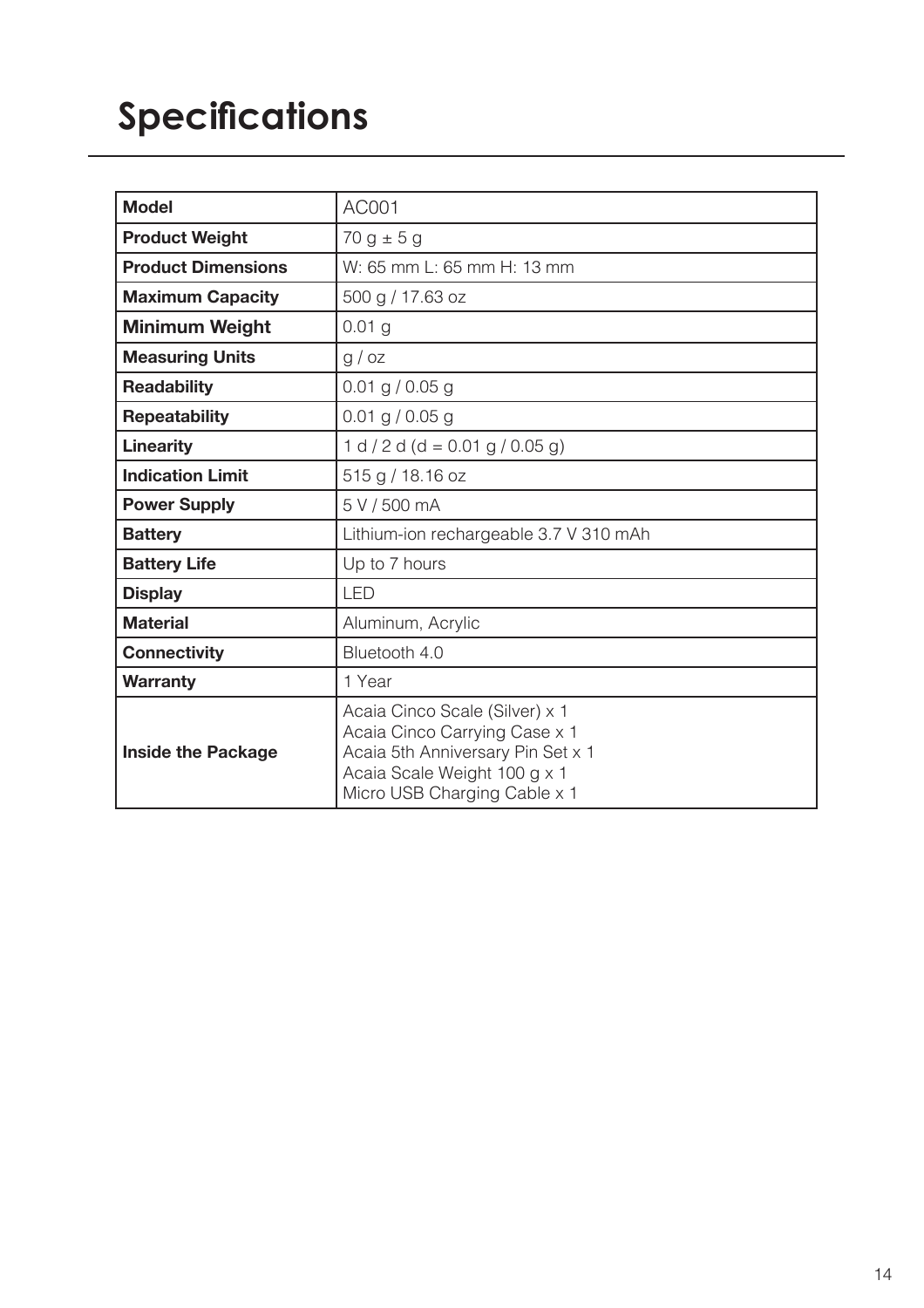# Specifications

| Model | AC001 |
|---|---|
| **Product Weight** | 70 g ± 5 g |
| **Product Dimensions** | W: 65 mm L: 65 mm H: 13 mm |
| **Maximum Capacity** | 500 g / 17.63 oz |
| **Minimum Weight** | 0.01 g |
| **Measuring Units** | g / oz |
| **Readability** | 0.01 g / 0.05 g |
| **Repeatability** | 0.01 g / 0.05 g |
| **Linearity** | 1 d / 2 d (d = 0.01 g / 0.05 g) |
| **Indication Limit** | 515 g / 18.16 oz |
| **Power Supply** | 5 V / 500 mA |
| **Battery** | Lithium-ion rechargeable 3.7 V 310 mAh |
| **Battery Life** | Up to 7 hours |
| **Display** | LED |
| **Material** | Aluminum, Acrylic |
| **Connectivity** | Bluetooth 4.0 |
| **Warranty** | 1 Year |
| **Inside the Package** | Acaia Cinco Scale (Silver) x 1<br>Acaia Cinco Carrying Case x 1<br>Acaia 5th Anniversary Pin Set x 1<br>Acaia Scale Weight 100 g x 1<br>Micro USB Charging Cable x 1 |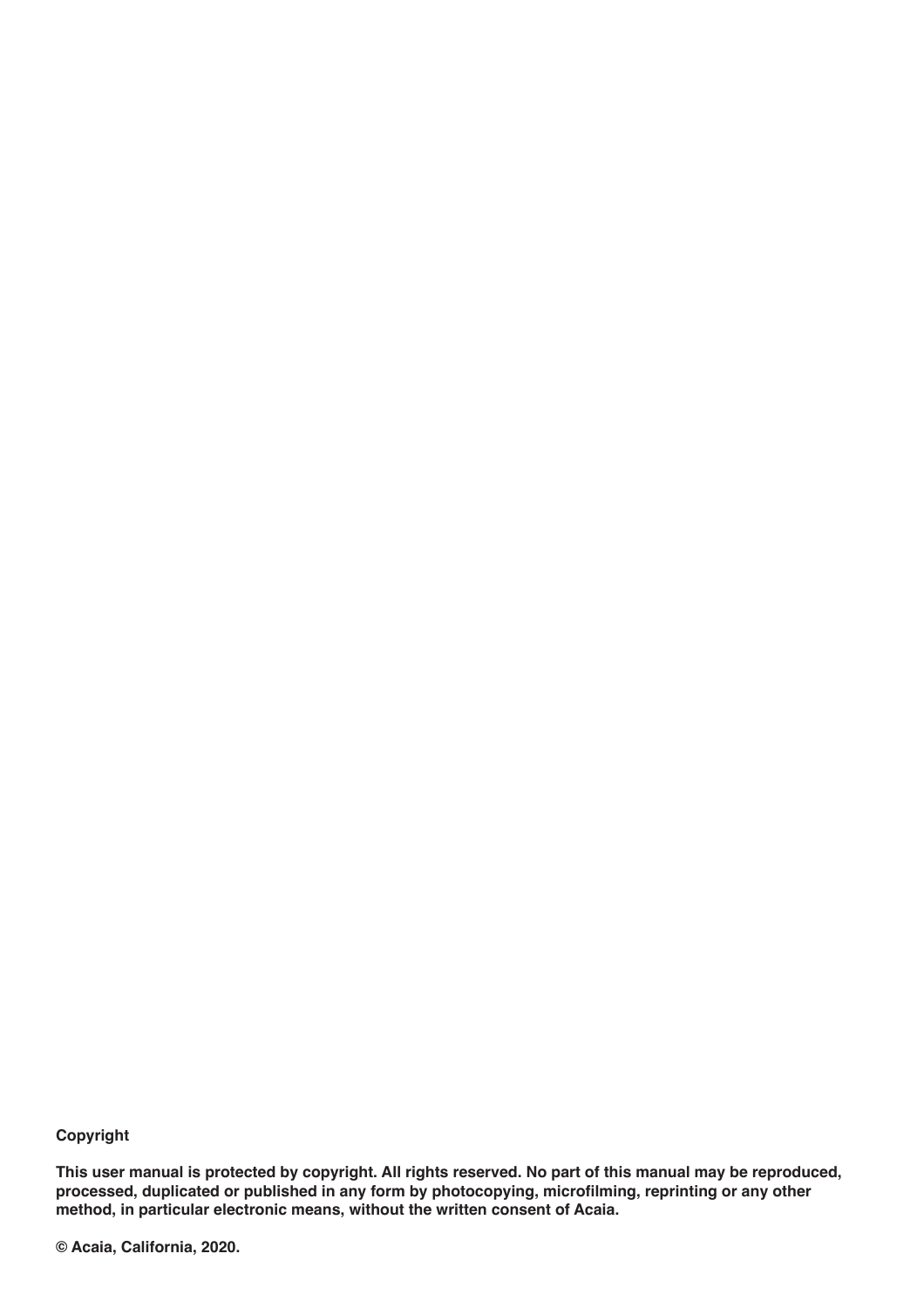**Copyright**

**This user manual is protected by copyright. All rights reserved. No part of this manual may be reproduced, processed, duplicated or published in any form by photocopying, microfilming, reprinting or any other method, in particular electronic means, without the written consent of Acaia.**

**© Acaia, California, 2020.**